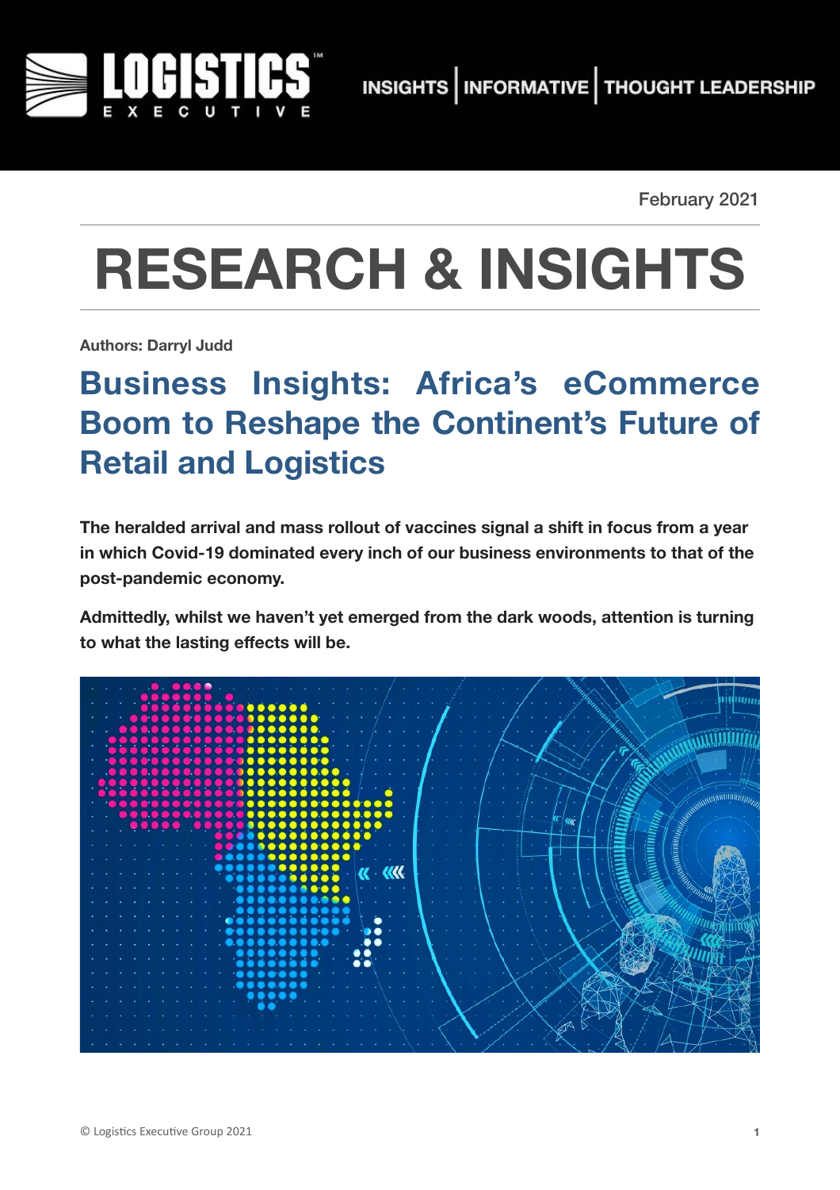February 2021

# RESEARCH & INSIGHTS

**Authors: Darryl Judd**

## Business Insights: Africa's eCommerce Boom to Reshape the Continent's Future of Retail and Logistics

**The heralded arrival and mass rollout of vaccines signal a shift in focus from a year in which Covid-19 dominated every inch of our business environments to that of the post-pandemic economy.**

**Admittedly, whilst we haven't yet emerged from the dark woods, attention is turning to what the lasting effects will be.**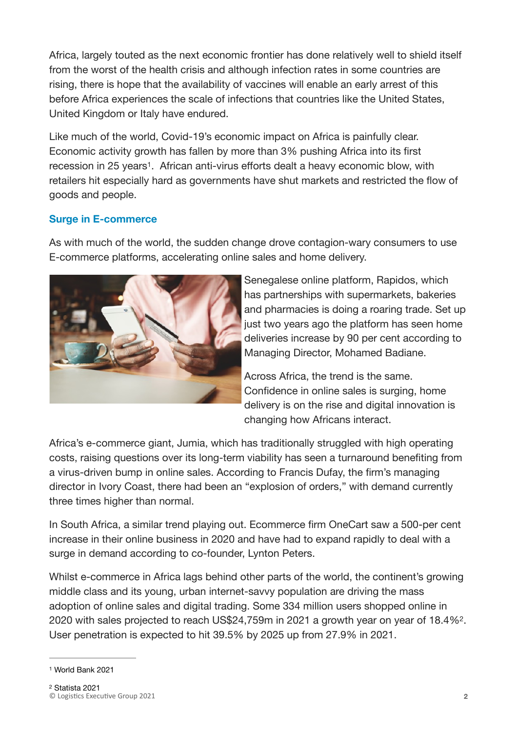Africa, largely touted as the next economic frontier has done relatively well to shield itself from the worst of the health crisis and although infection rates in some countries are rising, there is hope that the availability of vaccines will enable an early arrest of this before Africa experiences the scale of infections that countries like the United States, United Kingdom or Italy have endured.

Like much of the world, Covid-19's economic impact on Africa is painfully clear. Economic activity growth has fallen by more than 3% pushing Africa into its first recession in 25 years[1]. African anti-virus efforts dealt a heavy economic blow, with retailers hit especially hard as governments have shut markets and restricted the flow of goods and people.

## Surge in E-commerce

As with much of the world, the sudden change drove contagion-wary consumers to use E-commerce platforms, accelerating online sales and home delivery.

Senegalese online platform, Rapidos, which has partnerships with supermarkets, bakeries and pharmacies is doing a roaring trade. Set up just two years ago the platform has seen home deliveries increase by 90 per cent according to Managing Director, Mohamed Badiane.

Across Africa, the trend is the same. Confidence in online sales is surging, home delivery is on the rise and digital innovation is changing how Africans interact.

Africa's e-commerce giant, Jumia, which has traditionally struggled with high operating costs, raising questions over its long-term viability has seen a turnaround benefiting from a virus-driven bump in online sales. According to Francis Dufay, the firm's managing director in Ivory Coast, there had been an "explosion of orders," with demand currently three times higher than normal.

In South Africa, a similar trend playing out. Ecommerce firm OneCart saw a 500-per cent increase in their online business in 2020 and have had to expand rapidly to deal with a surge in demand according to co-founder, Lynton Peters.

Whilst e-commerce in Africa lags behind other parts of the world, the continent's growing middle class and its young, urban internet-savvy population are driving the mass adoption of online sales and digital trading. Some 334 million users shopped online in 2020 with sales projected to reach US$24,759m in 2021 a growth year on year of 18.4%[2]. User penetration is expected to hit 39.5% by 2025 up from 27.9% in 2021.

[1] World Bank 2021

[2] Statista 2021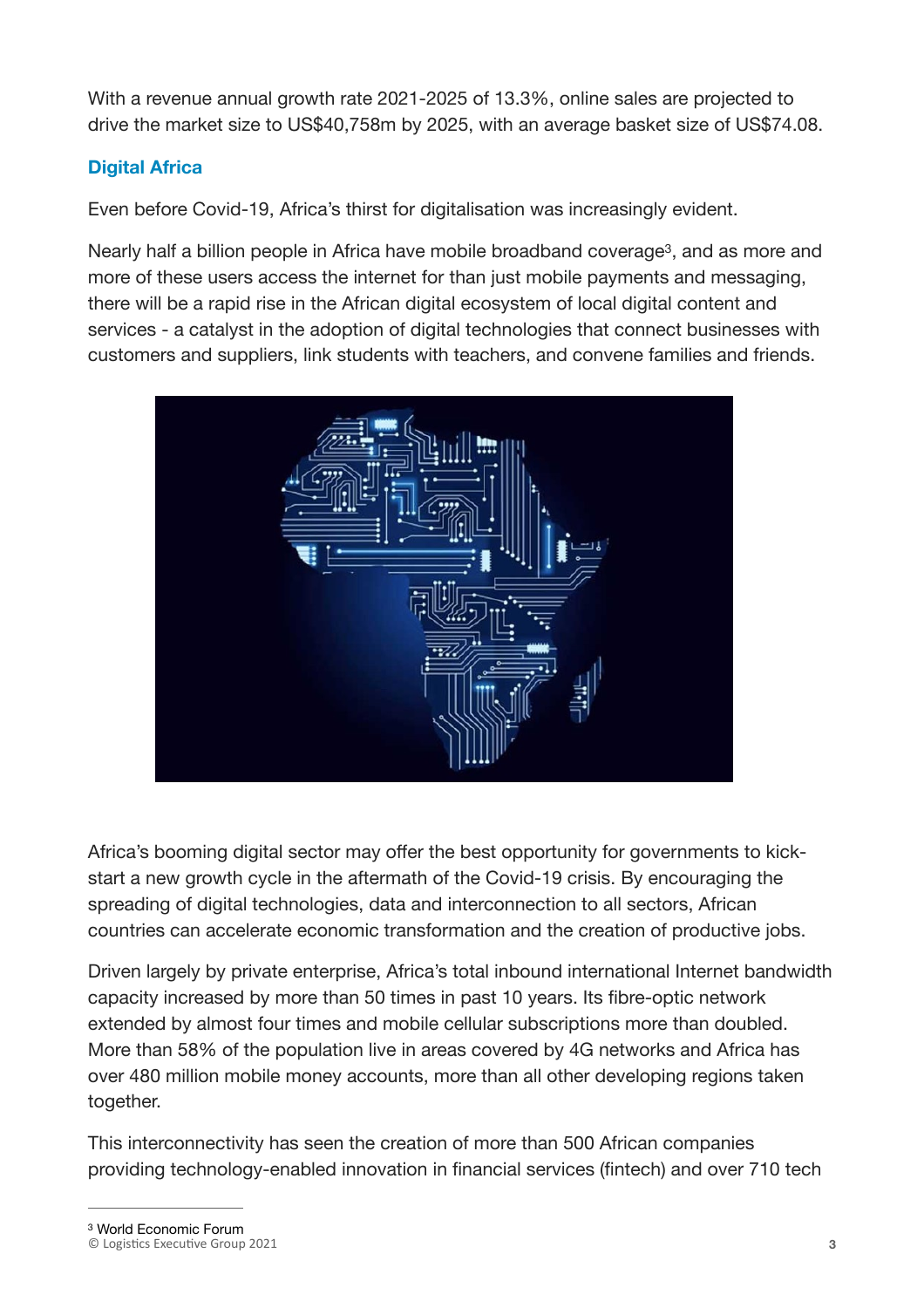With a revenue annual growth rate 2021-2025 of 13.3%, online sales are projected to drive the market size to US$40,758m by 2025, with an average basket size of US$74.08.

## Digital Africa

Even before Covid-19, Africa's thirst for digitalisation was increasingly evident.

Nearly half a billion people in Africa have mobile broadband coverage[3], and as more and more of these users access the internet for than just mobile payments and messaging, there will be a rapid rise in the African digital ecosystem of local digital content and services - a catalyst in the adoption of digital technologies that connect businesses with customers and suppliers, link students with teachers, and convene families and friends.

Africa's booming digital sector may offer the best opportunity for governments to kick-start a new growth cycle in the aftermath of the Covid-19 crisis. By encouraging the spreading of digital technologies, data and interconnection to all sectors, African countries can accelerate economic transformation and the creation of productive jobs.

Driven largely by private enterprise, Africa's total inbound international Internet bandwidth capacity increased by more than 50 times in past 10 years. Its fibre-optic network extended by almost four times and mobile cellular subscriptions more than doubled. More than 58% of the population live in areas covered by 4G networks and Africa has over 480 million mobile money accounts, more than all other developing regions taken together.

This interconnectivity has seen the creation of more than 500 African companies providing technology-enabled innovation in financial services (fintech) and over 710 tech

[3] World Economic Forum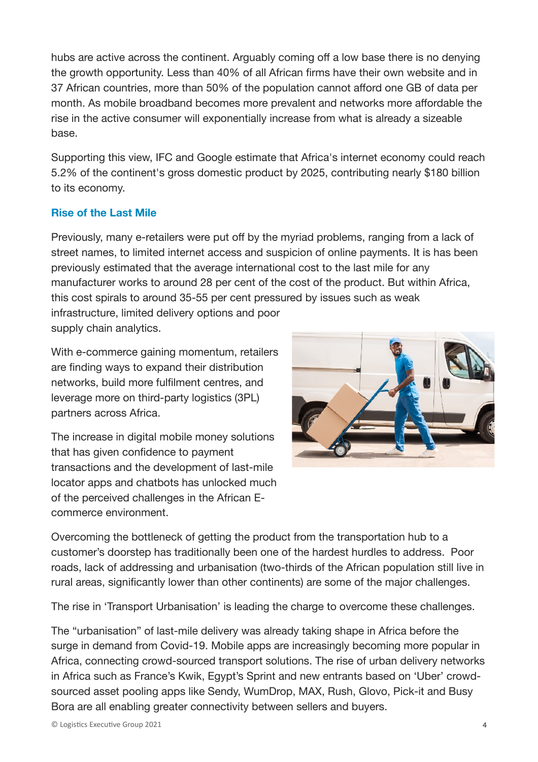hubs are active across the continent. Arguably coming off a low base there is no denying the growth opportunity. Less than 40% of all African firms have their own website and in 37 African countries, more than 50% of the population cannot afford one GB of data per month. As mobile broadband becomes more prevalent and networks more affordable the rise in the active consumer will exponentially increase from what is already a sizeable base.

Supporting this view, IFC and Google estimate that Africa's internet economy could reach 5.2% of the continent's gross domestic product by 2025, contributing nearly $180 billion to its economy.

### Rise of the Last Mile

Previously, many e-retailers were put off by the myriad problems, ranging from a lack of street names, to limited internet access and suspicion of online payments. It is has been previously estimated that the average international cost to the last mile for any manufacturer works to around 28 per cent of the cost of the product. But within Africa, this cost spirals to around 35-55 per cent pressured by issues such as weak infrastructure, limited delivery options and poor supply chain analytics.

With e-commerce gaining momentum, retailers are finding ways to expand their distribution networks, build more fulfilment centres, and leverage more on third-party logistics (3PL) partners across Africa.

The increase in digital mobile money solutions that has given confidence to payment transactions and the development of last-mile locator apps and chatbots has unlocked much of the perceived challenges in the African E-commerce environment.

Overcoming the bottleneck of getting the product from the transportation hub to a customer's doorstep has traditionally been one of the hardest hurdles to address. Poor roads, lack of addressing and urbanisation (two-thirds of the African population still live in rural areas, significantly lower than other continents) are some of the major challenges.

The rise in 'Transport Urbanisation' is leading the charge to overcome these challenges.

The "urbanisation" of last-mile delivery was already taking shape in Africa before the surge in demand from Covid-19. Mobile apps are increasingly becoming more popular in Africa, connecting crowd-sourced transport solutions. The rise of urban delivery networks in Africa such as France's Kwik, Egypt's Sprint and new entrants based on 'Uber' crowd-sourced asset pooling apps like Sendy, WumDrop, MAX, Rush, Glovo, Pick-it and Busy Bora are all enabling greater connectivity between sellers and buyers.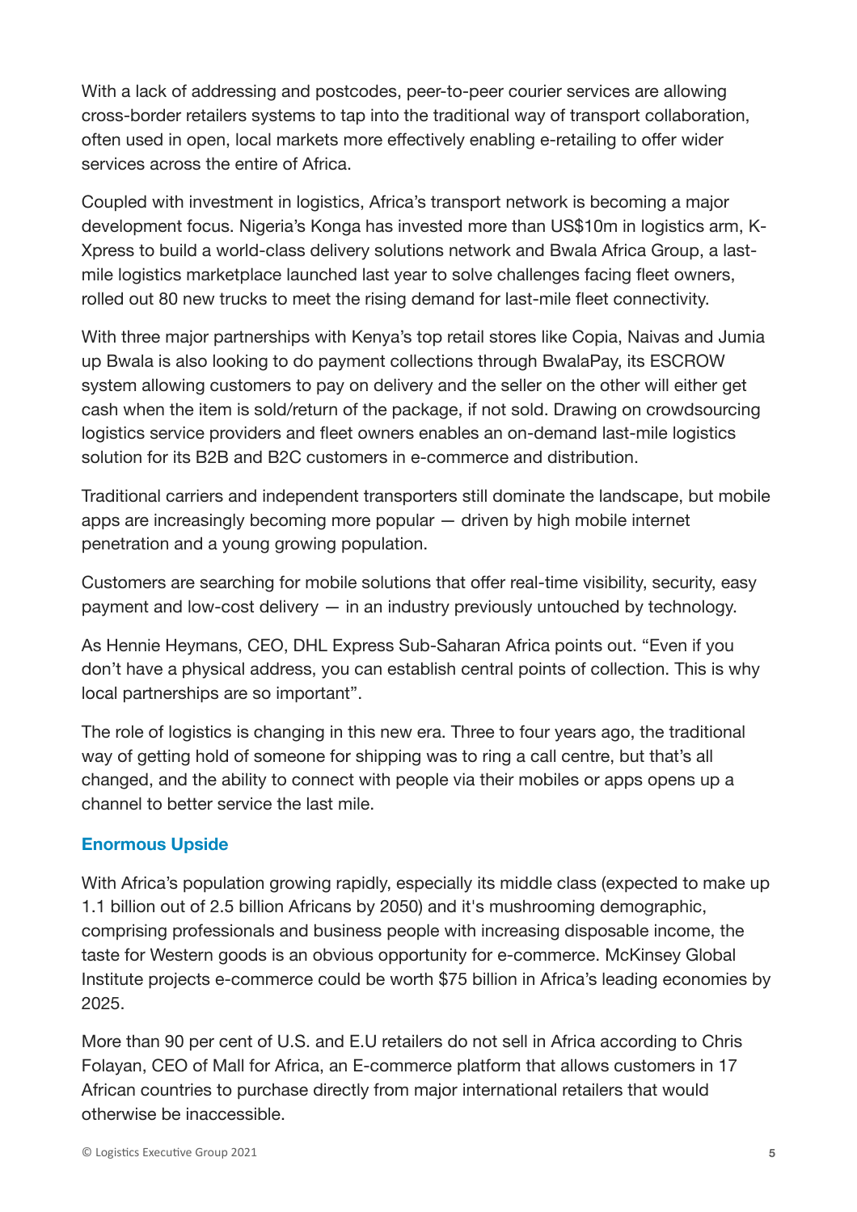With a lack of addressing and postcodes, peer-to-peer courier services are allowing cross-border retailers systems to tap into the traditional way of transport collaboration, often used in open, local markets more effectively enabling e-retailing to offer wider services across the entire of Africa.

Coupled with investment in logistics, Africa's transport network is becoming a major development focus. Nigeria's Konga has invested more than US$10m in logistics arm, K-Xpress to build a world-class delivery solutions network and Bwala Africa Group, a last-mile logistics marketplace launched last year to solve challenges facing fleet owners, rolled out 80 new trucks to meet the rising demand for last-mile fleet connectivity.

With three major partnerships with Kenya's top retail stores like Copia, Naivas and Jumia up Bwala is also looking to do payment collections through BwalaPay, its ESCROW system allowing customers to pay on delivery and the seller on the other will either get cash when the item is sold/return of the package, if not sold. Drawing on crowdsourcing logistics service providers and fleet owners enables an on-demand last-mile logistics solution for its B2B and B2C customers in e-commerce and distribution.

Traditional carriers and independent transporters still dominate the landscape, but mobile apps are increasingly becoming more popular — driven by high mobile internet penetration and a young growing population.

Customers are searching for mobile solutions that offer real-time visibility, security, easy payment and low-cost delivery — in an industry previously untouched by technology.

As Hennie Heymans, CEO, DHL Express Sub-Saharan Africa points out. "Even if you don't have a physical address, you can establish central points of collection. This is why local partnerships are so important".

The role of logistics is changing in this new era. Three to four years ago, the traditional way of getting hold of someone for shipping was to ring a call centre, but that's all changed, and the ability to connect with people via their mobiles or apps opens up a channel to better service the last mile.

## Enormous Upside

With Africa's population growing rapidly, especially its middle class (expected to make up 1.1 billion out of 2.5 billion Africans by 2050) and it's mushrooming demographic, comprising professionals and business people with increasing disposable income, the taste for Western goods is an obvious opportunity for e-commerce. McKinsey Global Institute projects e-commerce could be worth $75 billion in Africa's leading economies by 2025.

More than 90 per cent of U.S. and E.U retailers do not sell in Africa according to Chris Folayan, CEO of Mall for Africa, an E-commerce platform that allows customers in 17 African countries to purchase directly from major international retailers that would otherwise be inaccessible.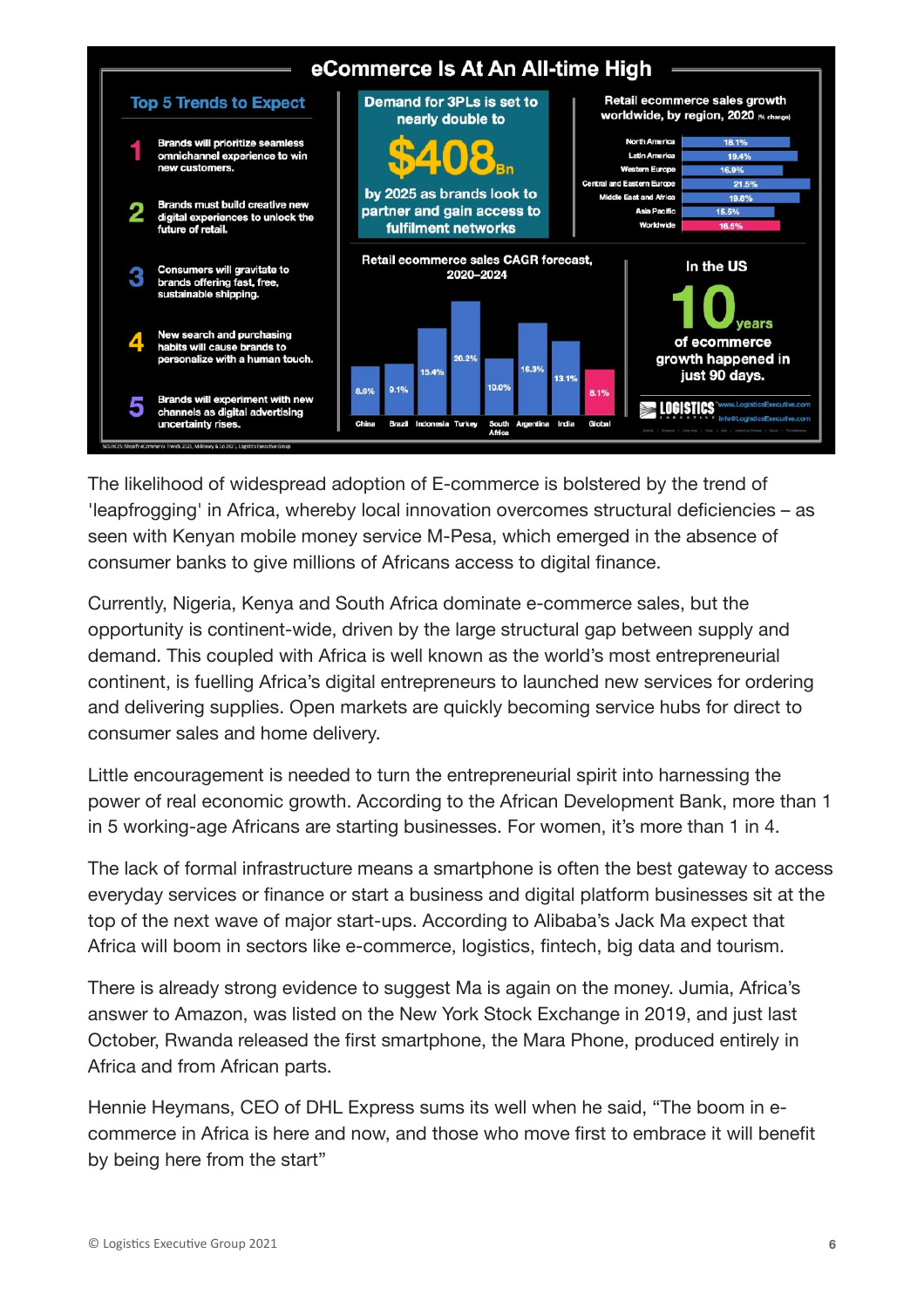## eCommerce Is At An All-time High

### Top 5 Trends to Expect

1. Brands will prioritize seamless omnichannel experience to win new customers.
2. Brands must build creative new digital experiences to unlock the future of retail.
3. Consumers will gravitate to brands offering fast, free, sustainable shipping.
4. New search and purchasing habits will cause brands to personalize with a human touch.
5. Brands will experiment with new channels as digital advertising uncertainty rises.

**Demand for 3PLs is set to nearly double to $408Bn by 2025 as brands look to partner and gain access to fulfillment networks**

**Retail ecommerce sales growth worldwide, by region, 2020** (% change)

| Region | % change |
|---|---|
| North America | 18.1% |
| Latin America | 19.4% |
| Western Europe | 16.9% |
| Central and Eastern Europe | 21.5% |
| Middle East and Africa | 19.8% |
| Asia Pacific | 15.5% |
| Worldwide | 16.5% |

**Retail ecommerce sales CAGR forecast, 2020–2024**

| Country | CAGR |
|---|---|
| China | 8.6% |
| Brazil | 9.1% |
| Indonesia | 15.4% |
| Turkey | 20.2% |
| South Africa | 10.0% |
| Argentina | 16.3% |
| India | 13.1% |
| Global | 8.1% |

**In the US 10 years of ecommerce growth happened in just 90 days.**

SOURCES: Shopify eCommerce Trends 2021, McKinsey & Co 2021, Logistics Executive Group

The likelihood of widespread adoption of E-commerce is bolstered by the trend of 'leapfrogging' in Africa, whereby local innovation overcomes structural deficiencies – as seen with Kenyan mobile money service M-Pesa, which emerged in the absence of consumer banks to give millions of Africans access to digital finance.

Currently, Nigeria, Kenya and South Africa dominate e-commerce sales, but the opportunity is continent-wide, driven by the large structural gap between supply and demand. This coupled with Africa is well known as the world's most entrepreneurial continent, is fuelling Africa's digital entrepreneurs to launched new services for ordering and delivering supplies. Open markets are quickly becoming service hubs for direct to consumer sales and home delivery.

Little encouragement is needed to turn the entrepreneurial spirit into harnessing the power of real economic growth. According to the African Development Bank, more than 1 in 5 working-age Africans are starting businesses. For women, it's more than 1 in 4.

The lack of formal infrastructure means a smartphone is often the best gateway to access everyday services or finance or start a business and digital platform businesses sit at the top of the next wave of major start-ups. According to Alibaba's Jack Ma expect that Africa will boom in sectors like e-commerce, logistics, fintech, big data and tourism.

There is already strong evidence to suggest Ma is again on the money. Jumia, Africa's answer to Amazon, was listed on the New York Stock Exchange in 2019, and just last October, Rwanda released the first smartphone, the Mara Phone, produced entirely in Africa and from African parts.

Hennie Heymans, CEO of DHL Express sums its well when he said, "The boom in e-commerce in Africa is here and now, and those who move first to embrace it will benefit by being here from the start"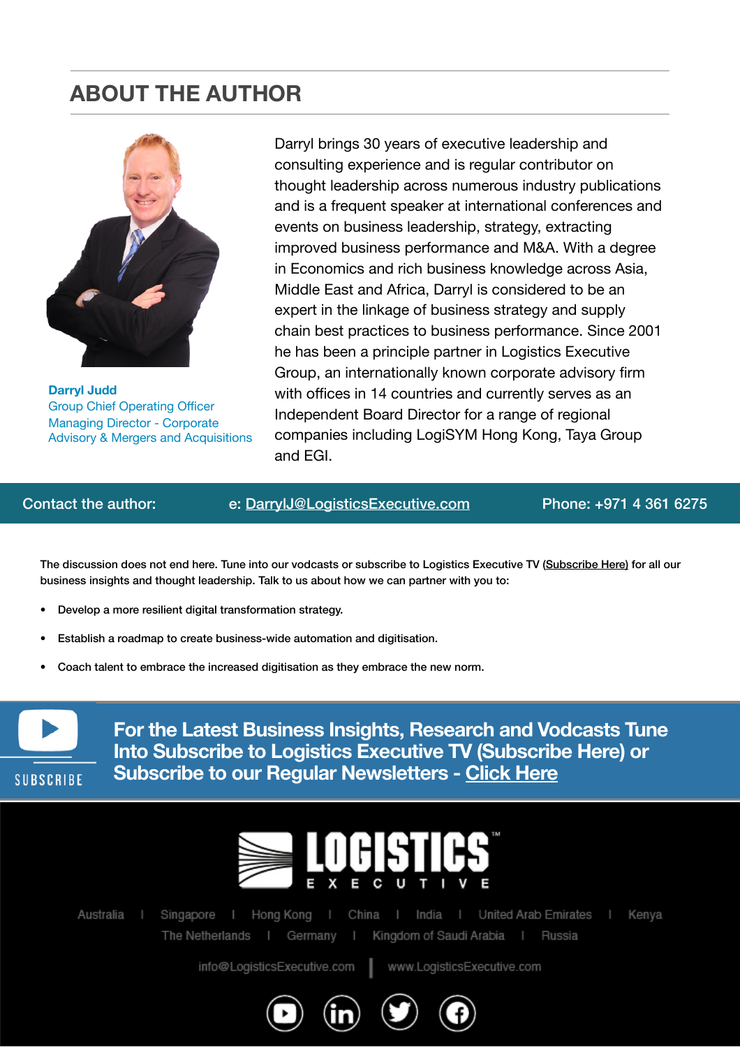## ABOUT THE AUTHOR

**Darryl Judd**
Group Chief Operating Officer
Managing Director - Corporate Advisory & Mergers and Acquisitions

Darryl brings 30 years of executive leadership and consulting experience and is regular contributor on thought leadership across numerous industry publications and is a frequent speaker at international conferences and events on business leadership, strategy, extracting improved business performance and M&A. With a degree in Economics and rich business knowledge across Asia, Middle East and Africa, Darryl is considered to be an expert in the linkage of business strategy and supply chain best practices to business performance. Since 2001 he has been a principle partner in Logistics Executive Group, an internationally known corporate advisory firm with offices in 14 countries and currently serves as an Independent Board Director for a range of regional companies including LogiSYM Hong Kong, Taya Group and EGI.

Contact the author: e: DarrylJ@LogisticsExecutive.com Phone: +971 4 361 6275

The discussion does not end here. Tune into our vodcasts or subscribe to Logistics Executive TV (Subscribe Here) for all our business insights and thought leadership. Talk to us about how we can partner with you to:

- Develop a more resilient digital transformation strategy.
- Establish a roadmap to create business-wide automation and digitisation.
- Coach talent to embrace the increased digitisation as they embrace the new norm.

SUBSCRIBE

**For the Latest Business Insights, Research and Vodcasts Tune Into Subscribe to Logistics Executive TV (Subscribe Here) or Subscribe to our Regular Newsletters - Click Here**

LOGISTICS™ EXECUTIVE

Australia | Singapore | Hong Kong | China | India | United Arab Emirates | Kenya
The Netherlands | Germany | Kingdom of Saudi Arabia | Russia

info@LogisticsExecutive.com | www.LogisticsExecutive.com